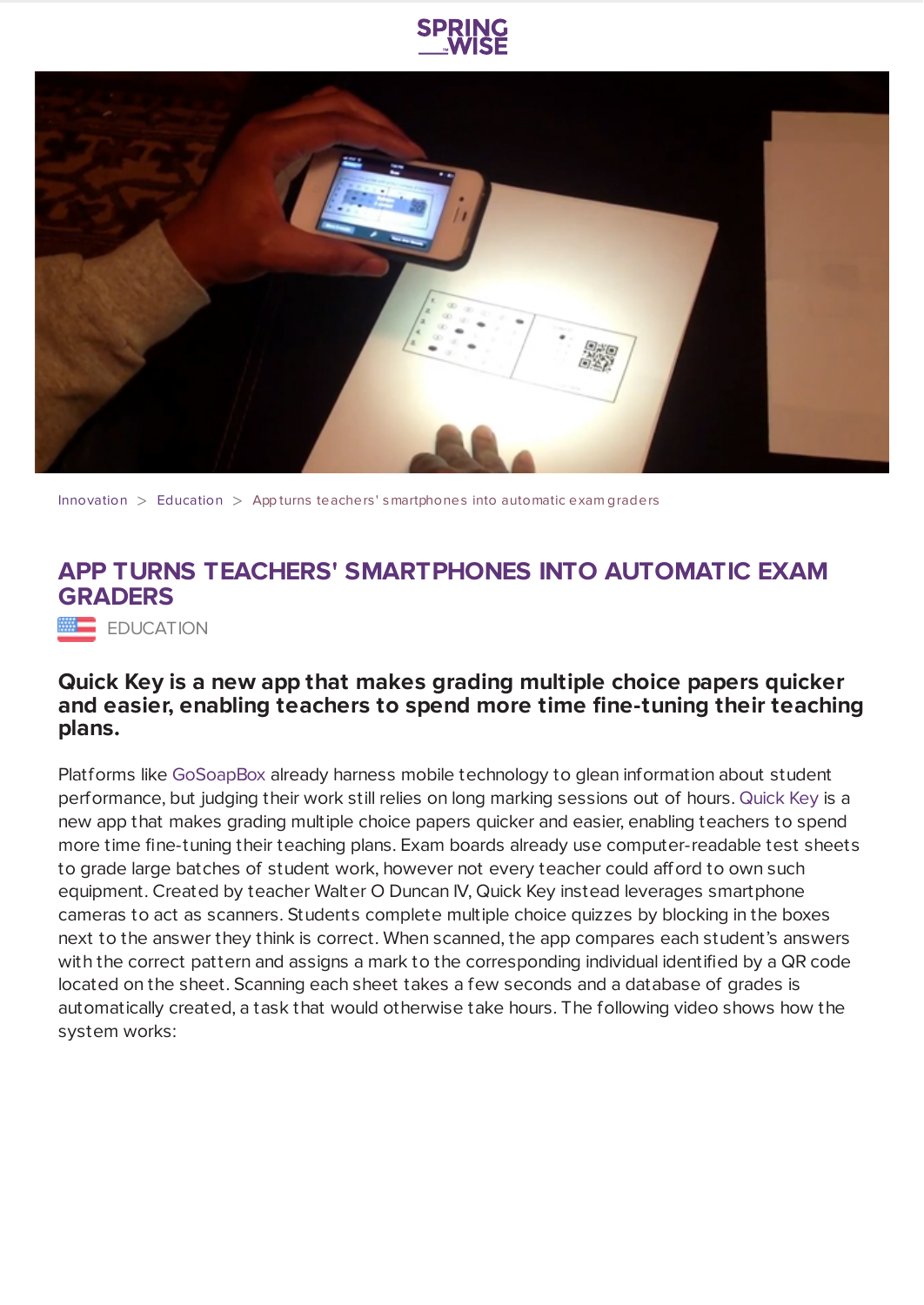Innovation > Education > App turns teachers' smartphones into automatic exam graders

# APP TURNS TEACHERS' SMARTPHONES INTO AUTOMATIC EXAM GRADERS

EDUCATION

### Quick Key is a new app that makes grading multiple choice papers quicker and easier, enabling teachers to spend more time fine-tuning their teaching plans.

Platforms like GoSoapBox already harness mobile technology to glean information about student performance, but judging their work still relies on long marking sessions out of hours. Quick Key is a new app that makes grading multiple choice papers quicker and easier, enabling teachers to spend more time fine-tuning their teaching plans. Exam boards already use computer-readable test sheets to grade large batches of student work, however not every teacher could afford to own such equipment. Created by teacher Walter O Duncan IV, Quick Key instead leverages smartphone cameras to act as scanners. Students complete multiple choice quizzes by blocking in the boxes next to the answer they think is correct. When scanned, the app compares each student's answers with the correct pattern and assigns a mark to the corresponding individual identified by a QR code located on the sheet. Scanning each sheet takes a few seconds and a database of grades is automatically created, a task that would otherwise take hours. The following video shows how the system works: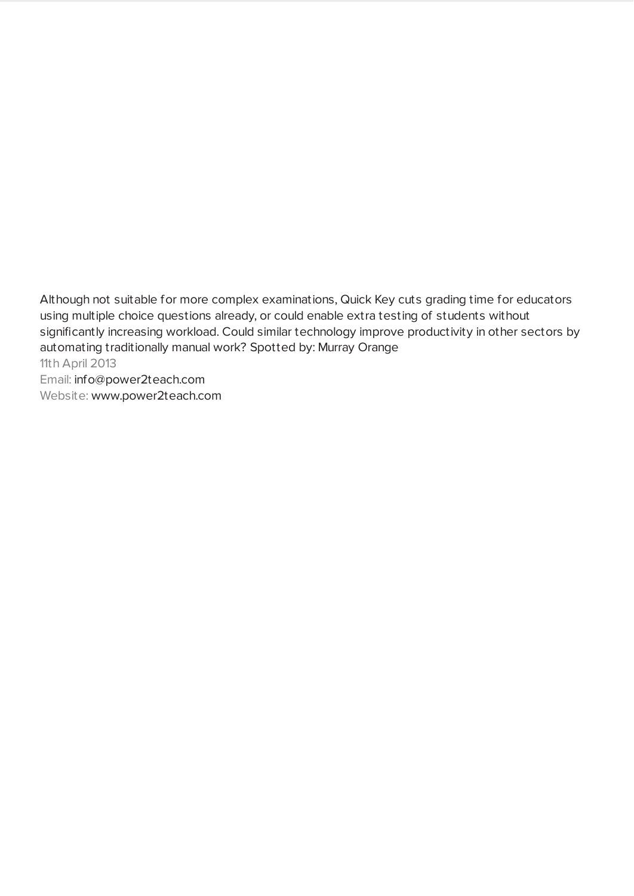Although not suitable for more complex examinations, Quick Key cuts grading time for educators using multiple choice questions already, or could enable extra testing of students without significantly increasing workload. Could similar technology improve productivity in other sectors by automating traditionally manual work? Spotted by: Murray Orange

11th April 2013

Email: info@power2teach.com

Website: www.power2teach.com